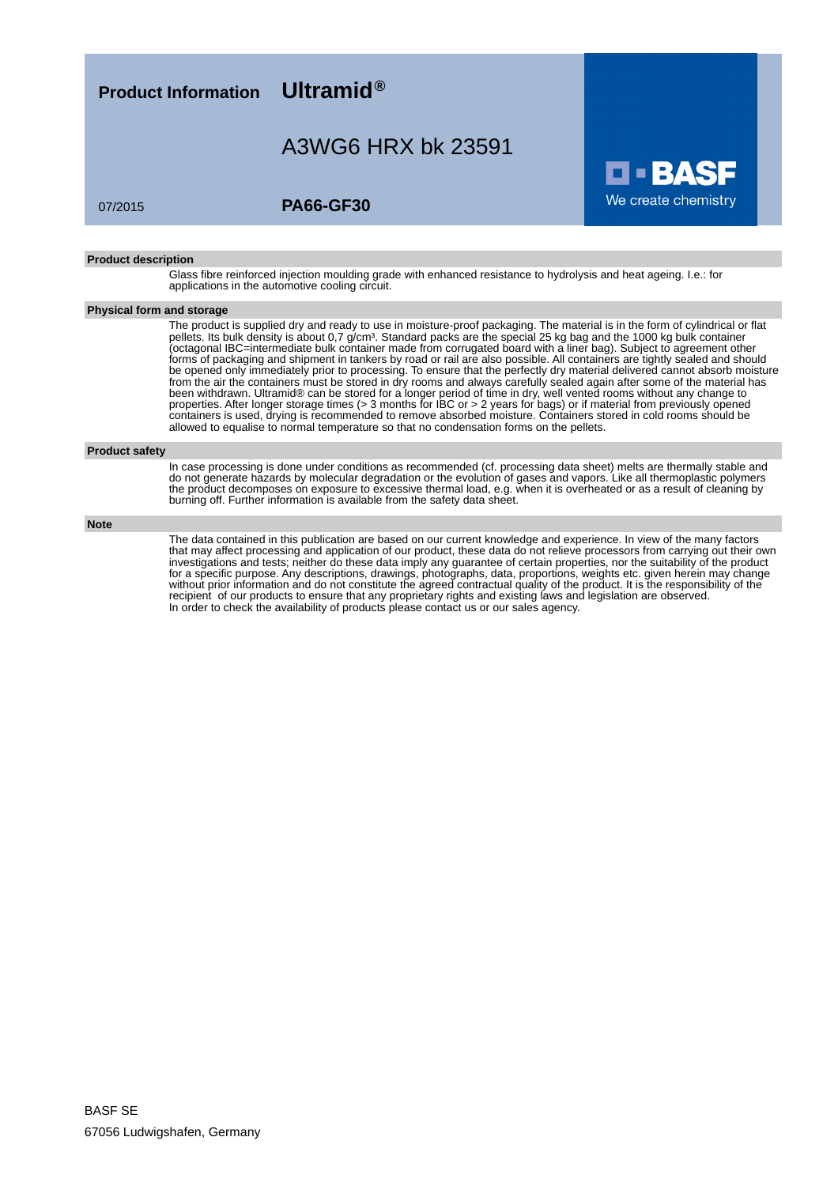**Product Information** **Ultramid®**

# A3WG6 HRX bk 23591

07/2015

**PA66-GF30**

BASF
We create chemistry

## Product description

Glass fibre reinforced injection moulding grade with enhanced resistance to hydrolysis and heat ageing. I.e.: for applications in the automotive cooling circuit.

## Physical form and storage

The product is supplied dry and ready to use in moisture-proof packaging. The material is in the form of cylindrical or flat pellets. Its bulk density is about 0,7 g/cm³. Standard packs are the special 25 kg bag and the 1000 kg bulk container (octagonal IBC=intermediate bulk container made from corrugated board with a liner bag). Subject to agreement other forms of packaging and shipment in tankers by road or rail are also possible. All containers are tightly sealed and should be opened only immediately prior to processing. To ensure that the perfectly dry material delivered cannot absorb moisture from the air the containers must be stored in dry rooms and always carefully sealed again after some of the material has been withdrawn. Ultramid® can be stored for a longer period of time in dry, well vented rooms without any change to properties. After longer storage times (> 3 months for IBC or > 2 years for bags) or if material from previously opened containers is used, drying is recommended to remove absorbed moisture. Containers stored in cold rooms should be allowed to equalise to normal temperature so that no condensation forms on the pellets.

## Product safety

In case processing is done under conditions as recommended (cf. processing data sheet) melts are thermally stable and do not generate hazards by molecular degradation or the evolution of gases and vapors. Like all thermoplastic polymers the product decomposes on exposure to excessive thermal load, e.g. when it is overheated or as a result of cleaning by burning off. Further information is available from the safety data sheet.

## Note

The data contained in this publication are based on our current knowledge and experience. In view of the many factors that may affect processing and application of our product, these data do not relieve processors from carrying out their own investigations and tests; neither do these data imply any guarantee of certain properties, nor the suitability of the product for a specific purpose. Any descriptions, drawings, photographs, data, proportions, weights etc. given herein may change without prior information and do not constitute the agreed contractual quality of the product. It is the responsibility of the recipient of our products to ensure that any proprietary rights and existing laws and legislation are observed.
In order to check the availability of products please contact us or our sales agency.

BASF SE
67056 Ludwigshafen, Germany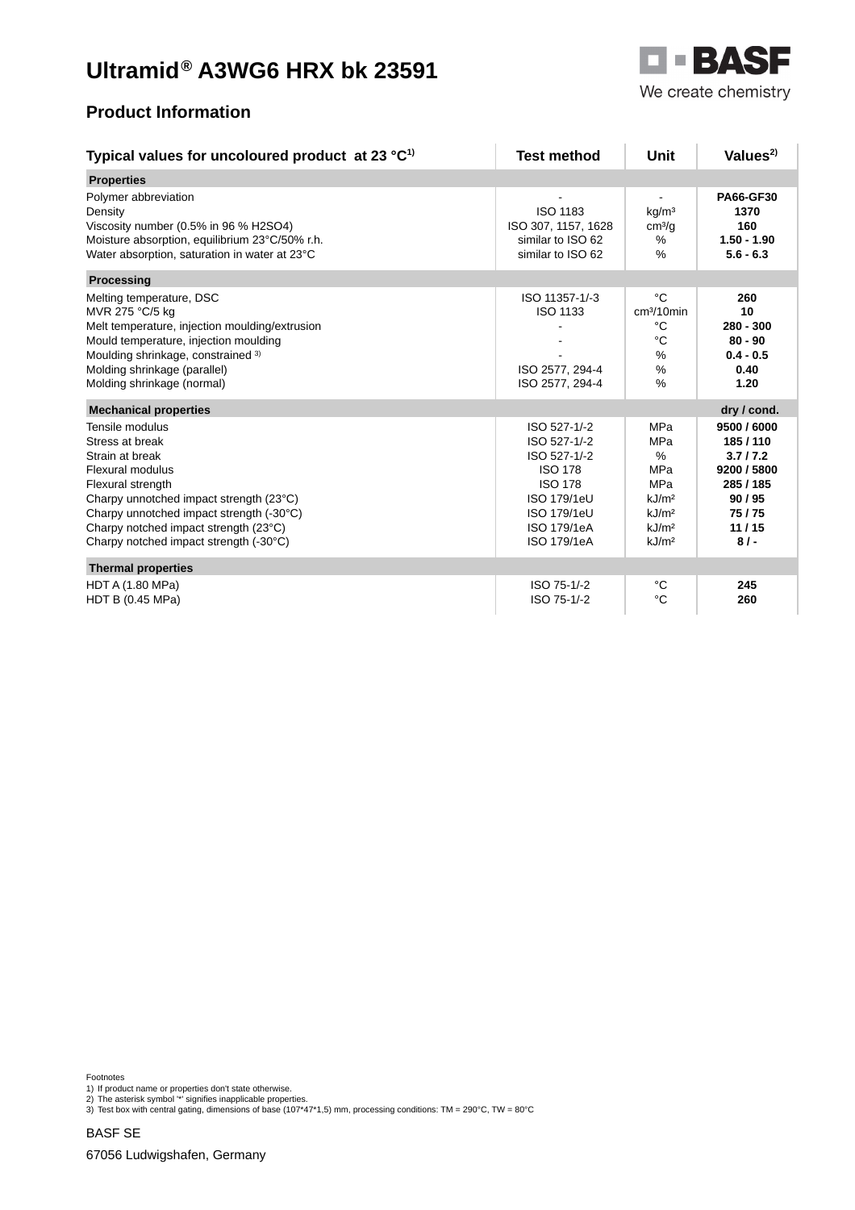# Ultramid® A3WG6 HRX bk 23591

## Product Information

| Typical values for uncoloured product at 23 °C[1] | Test method | Unit | Values[2] |
| --- | --- | --- | --- |
| **Properties** | | | |
| Polymer abbreviation | - | - | **PA66-GF30** |
| Density | ISO 1183 | kg/m³ | **1370** |
| Viscosity number (0.5% in 96 % $H_2SO_4$) | ISO 307, 1157, 1628 | cm³/g | **160** |
| Moisture absorption, equilibrium 23°C/50% r.h. | similar to ISO 62 | % | **1.50 - 1.90** |
| Water absorption, saturation in water at 23°C | similar to ISO 62 | % | **5.6 - 6.3** |
| **Processing** | | | |
| Melting temperature, DSC | ISO 11357-1/-3 | °C | **260** |
| MVR 275 °C/5 kg | ISO 1133 | cm³/10min | **10** |
| Melt temperature, injection moulding/extrusion | - | °C | **280 - 300** |
| Mould temperature, injection moulding | - | °C | **80 - 90** |
| Moulding shrinkage, constrained [3] | - | % | **0.4 - 0.5** |
| Molding shrinkage (parallel) | ISO 2577, 294-4 | % | **0.40** |
| Molding shrinkage (normal) | ISO 2577, 294-4 | % | **1.20** |
| **Mechanical properties** | | | **dry / cond.** |
| Tensile modulus | ISO 527-1/-2 | MPa | **9500 / 6000** |
| Stress at break | ISO 527-1/-2 | MPa | **185 / 110** |
| Strain at break | ISO 527-1/-2 | % | **3.7 / 7.2** |
| Flexural modulus | ISO 178 | MPa | **9200 / 5800** |
| Flexural strength | ISO 178 | MPa | **285 / 185** |
| Charpy unnotched impact strength (23°C) | ISO 179/1eU | kJ/m² | **90 / 95** |
| Charpy unnotched impact strength (-30°C) | ISO 179/1eU | kJ/m² | **75 / 75** |
| Charpy notched impact strength (23°C) | ISO 179/1eA | kJ/m² | **11 / 15** |
| Charpy notched impact strength (-30°C) | ISO 179/1eA | kJ/m² | **8 / -** |
| **Thermal properties** | | | |
| HDT A (1.80 MPa) | ISO 75-1/-2 | °C | **245** |
| HDT B (0.45 MPa) | ISO 75-1/-2 | °C | **260** |

Footnotes
1) If product name or properties don't state otherwise.
2) The asterisk symbol '*' signifies inapplicable properties.
3) Test box with central gating, dimensions of base (107*47*1,5) mm, processing conditions: TM = 290°C, TW = 80°C

BASF SE

67056 Ludwigshafen, Germany